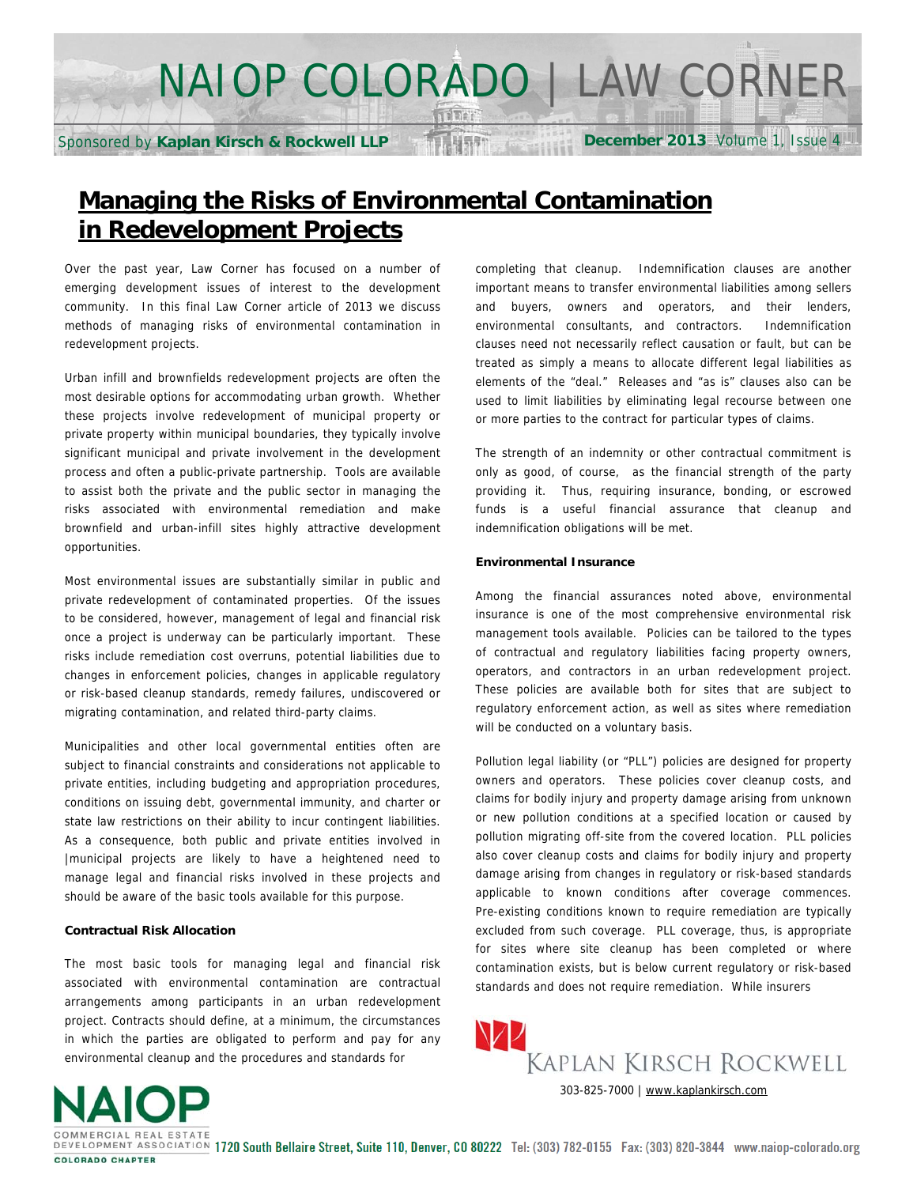# Managing the Risks of Environmental Contamination in Redevelopment Projects

Over the past year, Law Corner has focused on a number of emerging development issues of interest to the development community. In this final Law Corner article of 2013 we discuss methods of managing risks of environmental contamination in redevelopment projects.

Urban infill and brownfields redevelopment projects are often the most desirable options for accommodating urban growth. Whether these projects involve redevelopment of municipal property or private property within municipal boundaries, they typically involve significant municipal and private involvement in the development process and often a public-private partnership. Tools are available to assist both the private and the public sector in managing the risks associated with environmental remediation and make brownfield and urban-infill sites highly attractive development opportunities.

Most environmental issues are substantially similar in public and private redevelopment of contaminated properties. Of the issues to be considered, however, management of legal and financial risk once a project is underway can be particularly important. These risks include remediation cost overruns, potential liabilities due to changes in enforcement policies, changes in applicable regulatory or risk-based cleanup standards, remedy failures, undiscovered or migrating contamination, and related third-party claims.

Municipalities and other local governmental entities often are subject to financial constraints and considerations not applicable to private entities, including budgeting and appropriation procedures, conditions on issuing debt, governmental immunity, and charter or state law restrictions on their ability to incur contingent liabilities. As a consequence, both public and private entities involved in |municipal projects are likely to have a heightened need to manage legal and financial risks involved in these projects and should be aware of the basic tools available for this purpose.

**Contractual Risk Allocation**

The most basic tools for managing legal and financial risk associated with environmental contamination are contractual arrangements among participants in an urban redevelopment project. Contracts should define, at a minimum, the circumstances in which the parties are obligated to perform and pay for any environmental cleanup and the procedures and standards for completing that cleanup. Indemnification clauses are another important means to transfer environmental liabilities among sellers and buyers, owners and operators, and their lenders, environmental consultants, and contractors. Indemnification clauses need not necessarily reflect causation or fault, but can be treated as simply a means to allocate different legal liabilities as elements of the "deal." Releases and "as is" clauses also can be used to limit liabilities by eliminating legal recourse between one or more parties to the contract for particular types of claims.

The strength of an indemnity or other contractual commitment is only as good, of course, as the financial strength of the party providing it. Thus, requiring insurance, bonding, or escrowed funds is a useful financial assurance that cleanup and indemnification obligations will be met.

**Environmental Insurance**

Among the financial assurances noted above, environmental insurance is one of the most comprehensive environmental risk management tools available. Policies can be tailored to the types of contractual and regulatory liabilities facing property owners, operators, and contractors in an urban redevelopment project. These policies are available both for sites that are subject to regulatory enforcement action, as well as sites where remediation will be conducted on a voluntary basis.

Pollution legal liability (or "PLL") policies are designed for property owners and operators. These policies cover cleanup costs, and claims for bodily injury and property damage arising from unknown or new pollution conditions at a specified location or caused by pollution migrating off-site from the covered location. PLL policies also cover cleanup costs and claims for bodily injury and property damage arising from changes in regulatory or risk-based standards applicable to known conditions after coverage commences. Pre-existing conditions known to require remediation are typically excluded from such coverage. PLL coverage, thus, is appropriate for sites where site cleanup has been completed or where contamination exists, but is below current regulatory or risk-based standards and does not require remediation. While insurers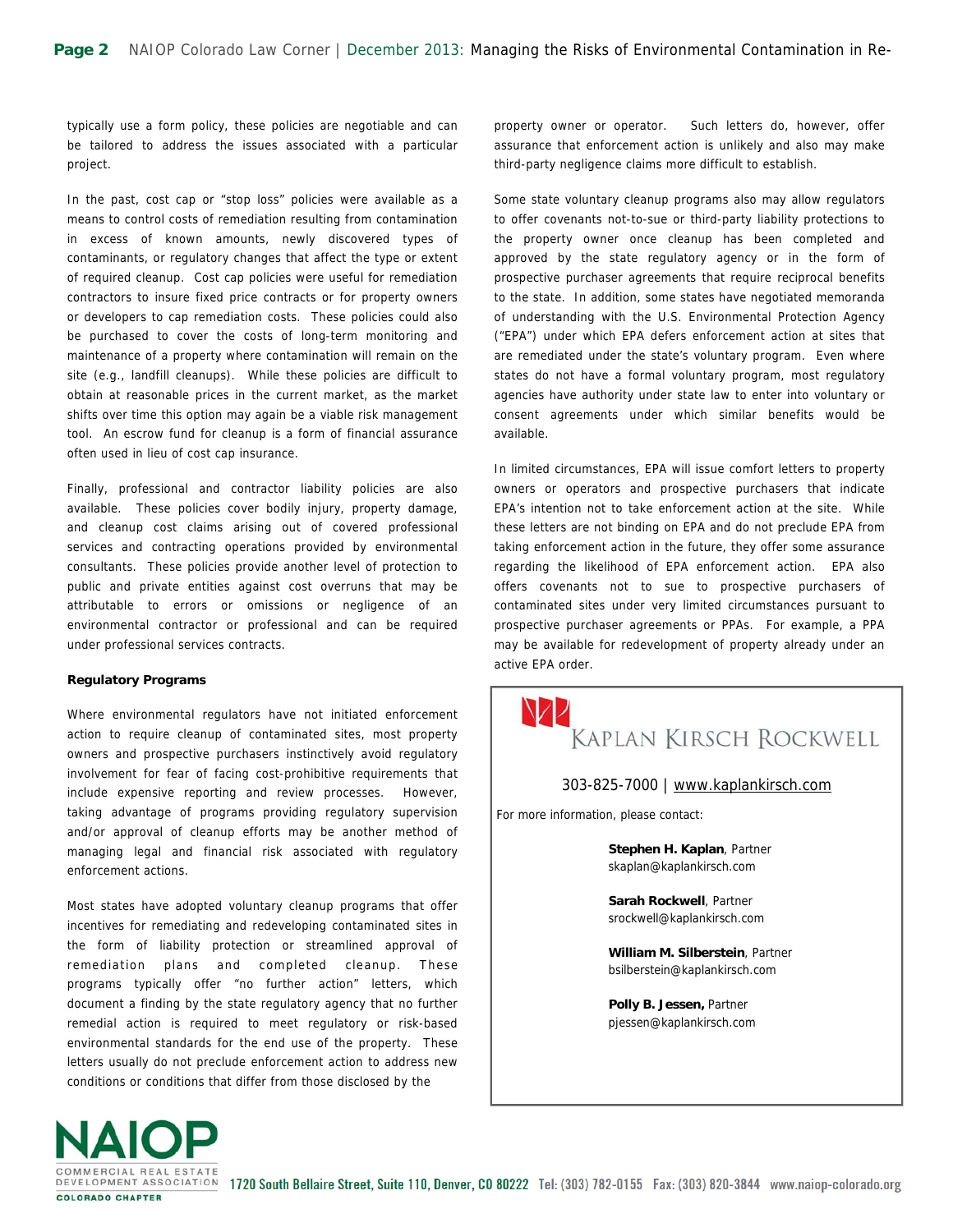typically use a form policy, these policies are negotiable and can be tailored to address the issues associated with a particular project.

In the past, cost cap or "stop loss" policies were available as a means to control costs of remediation resulting from contamination in excess of known amounts, newly discovered types of contaminants, or regulatory changes that affect the type or extent of required cleanup. Cost cap policies were useful for remediation contractors to insure fixed price contracts or for property owners or developers to cap remediation costs. These policies could also be purchased to cover the costs of long-term monitoring and maintenance of a property where contamination will remain on the site (e.g., landfill cleanups). While these policies are difficult to obtain at reasonable prices in the current market, as the market shifts over time this option may again be a viable risk management tool. An escrow fund for cleanup is a form of financial assurance often used in lieu of cost cap insurance.

Finally, professional and contractor liability policies are also available. These policies cover bodily injury, property damage, and cleanup cost claims arising out of covered professional services and contracting operations provided by environmental consultants. These policies provide another level of protection to public and private entities against cost overruns that may be attributable to errors or omissions or negligence of an environmental contractor or professional and can be required under professional services contracts.

**Regulatory Programs**

Where environmental regulators have not initiated enforcement action to require cleanup of contaminated sites, most property owners and prospective purchasers instinctively avoid regulatory involvement for fear of facing cost-prohibitive requirements that include expensive reporting and review processes. However, taking advantage of programs providing regulatory supervision and/or approval of cleanup efforts may be another method of managing legal and financial risk associated with regulatory enforcement actions.

Most states have adopted voluntary cleanup programs that offer incentives for remediating and redeveloping contaminated sites in the form of liability protection or streamlined approval of remediation plans and completed cleanup. These programs typically offer "no further action" letters, which document a finding by the state regulatory agency that no further remedial action is required to meet regulatory or risk-based environmental standards for the end use of the property. These letters usually do not preclude enforcement action to address new conditions or conditions that differ from those disclosed by the property owner or operator. Such letters do, however, offer assurance that enforcement action is unlikely and also may make third-party negligence claims more difficult to establish.

Some state voluntary cleanup programs also may allow regulators to offer covenants not-to-sue or third-party liability protections to the property owner once cleanup has been completed and approved by the state regulatory agency or in the form of prospective purchaser agreements that require reciprocal benefits to the state. In addition, some states have negotiated memoranda of understanding with the U.S. Environmental Protection Agency ("EPA") under which EPA defers enforcement action at sites that are remediated under the state's voluntary program. Even where states do not have a formal voluntary program, most regulatory agencies have authority under state law to enter into voluntary or consent agreements under which similar benefits would be available.

In limited circumstances, EPA will issue comfort letters to property owners or operators and prospective purchasers that indicate EPA's intention not to take enforcement action at the site. While these letters are not binding on EPA and do not preclude EPA from taking enforcement action in the future, they offer some assurance regarding the likelihood of EPA enforcement action. EPA also offers covenants not to sue to prospective purchasers of contaminated sites under very limited circumstances pursuant to prospective purchaser agreements or PPAs. For example, a PPA may be available for redevelopment of property already under an active EPA order.

KAPLAN KIRSCH ROCKWELL

303-825-7000 | www.kaplankirsch.com

For more information, please contact:

**Stephen H. Kaplan**, Partner
skaplan@kaplankirsch.com

**Sarah Rockwell**, Partner
srockwell@kaplankirsch.com

**William M. Silberstein**, Partner
bsilberstein@kaplankirsch.com

**Polly B. Jessen,** Partner
pjessen@kaplankirsch.com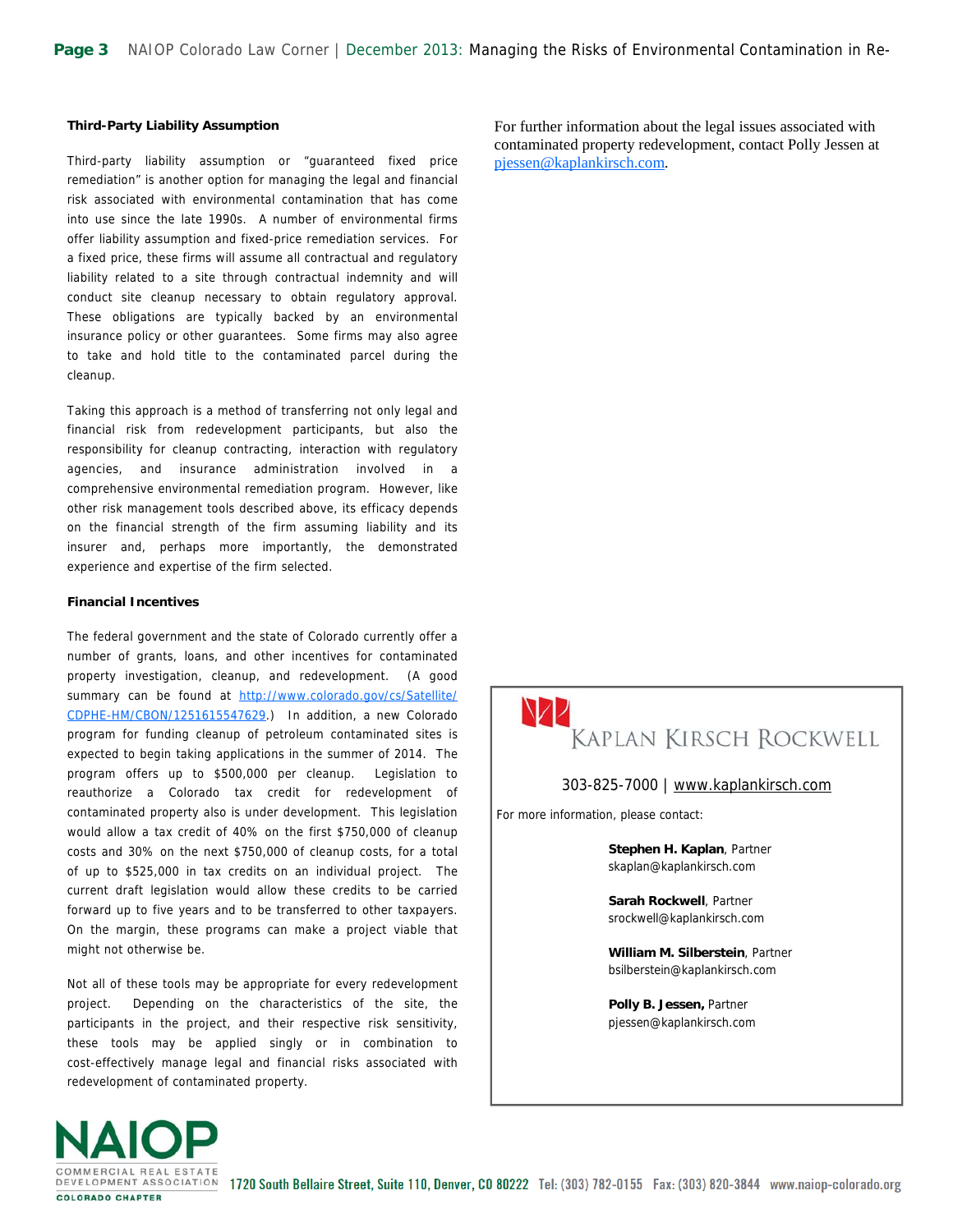### Third-Party Liability Assumption

Third-party liability assumption or "guaranteed fixed price remediation" is another option for managing the legal and financial risk associated with environmental contamination that has come into use since the late 1990s. A number of environmental firms offer liability assumption and fixed-price remediation services. For a fixed price, these firms will assume all contractual and regulatory liability related to a site through contractual indemnity and will conduct site cleanup necessary to obtain regulatory approval. These obligations are typically backed by an environmental insurance policy or other guarantees. Some firms may also agree to take and hold title to the contaminated parcel during the cleanup.

Taking this approach is a method of transferring not only legal and financial risk from redevelopment participants, but also the responsibility for cleanup contracting, interaction with regulatory agencies, and insurance administration involved in a comprehensive environmental remediation program. However, like other risk management tools described above, its efficacy depends on the financial strength of the firm assuming liability and its insurer and, perhaps more importantly, the demonstrated experience and expertise of the firm selected.

### Financial Incentives

The federal government and the state of Colorado currently offer a number of grants, loans, and other incentives for contaminated property investigation, cleanup, and redevelopment. (A good summary can be found at http://www.colorado.gov/cs/Satellite/CDPHE-HM/CBON/1251615547629.) In addition, a new Colorado program for funding cleanup of petroleum contaminated sites is expected to begin taking applications in the summer of 2014. The program offers up to $500,000 per cleanup. Legislation to reauthorize a Colorado tax credit for redevelopment of contaminated property also is under development. This legislation would allow a tax credit of 40% on the first $750,000 of cleanup costs and 30% on the next $750,000 of cleanup costs, for a total of up to $525,000 in tax credits on an individual project. The current draft legislation would allow these credits to be carried forward up to five years and to be transferred to other taxpayers. On the margin, these programs can make a project viable that might not otherwise be.

Not all of these tools may be appropriate for every redevelopment project. Depending on the characteristics of the site, the participants in the project, and their respective risk sensitivity, these tools may be applied singly or in combination to cost-effectively manage legal and financial risks associated with redevelopment of contaminated property.

For further information about the legal issues associated with contaminated property redevelopment, contact Polly Jessen at pjessen@kaplankirsch.com.

---

KAPLAN KIRSCH ROCKWELL

303-825-7000 | www.kaplankirsch.com

For more information, please contact:

**Stephen H. Kaplan**, Partner
skaplan@kaplankirsch.com

**Sarah Rockwell**, Partner
srockwell@kaplankirsch.com

**William M. Silberstein**, Partner
bsilberstein@kaplankirsch.com

**Polly B. Jessen,** Partner
pjessen@kaplankirsch.com